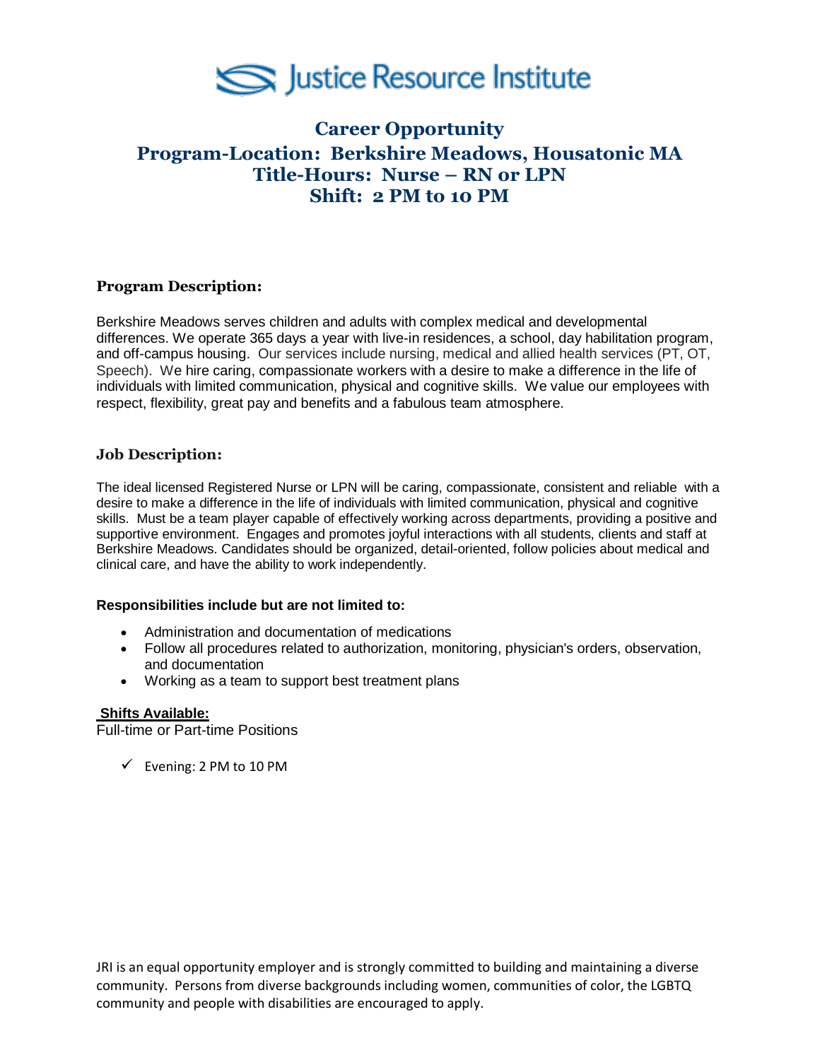# Justice Resource Institute

## Career Opportunity
## Program-Location: Berkshire Meadows, Housatonic MA
## Title-Hours: Nurse – RN or LPN
## Shift: 2 PM to 10 PM

### Program Description:

Berkshire Meadows serves children and adults with complex medical and developmental differences. We operate 365 days a year with live-in residences, a school, day habilitation program, and off-campus housing. Our services include nursing, medical and allied health services (PT, OT, Speech). We hire caring, compassionate workers with a desire to make a difference in the life of individuals with limited communication, physical and cognitive skills. We value our employees with respect, flexibility, great pay and benefits and a fabulous team atmosphere.

### Job Description:

The ideal licensed Registered Nurse or LPN will be caring, compassionate, consistent and reliable with a desire to make a difference in the life of individuals with limited communication, physical and cognitive skills. Must be a team player capable of effectively working across departments, providing a positive and supportive environment. Engages and promotes joyful interactions with all students, clients and staff at Berkshire Meadows. Candidates should be organized, detail-oriented, follow policies about medical and clinical care, and have the ability to work independently.

**Responsibilities include but are not limited to:**

- Administration and documentation of medications
- Follow all procedures related to authorization, monitoring, physician's orders, observation, and documentation
- Working as a team to support best treatment plans

**Shifts Available:**

Full-time or Part-time Positions

- ✓ Evening: 2 PM to 10 PM

JRI is an equal opportunity employer and is strongly committed to building and maintaining a diverse community. Persons from diverse backgrounds including women, communities of color, the LGBTQ community and people with disabilities are encouraged to apply.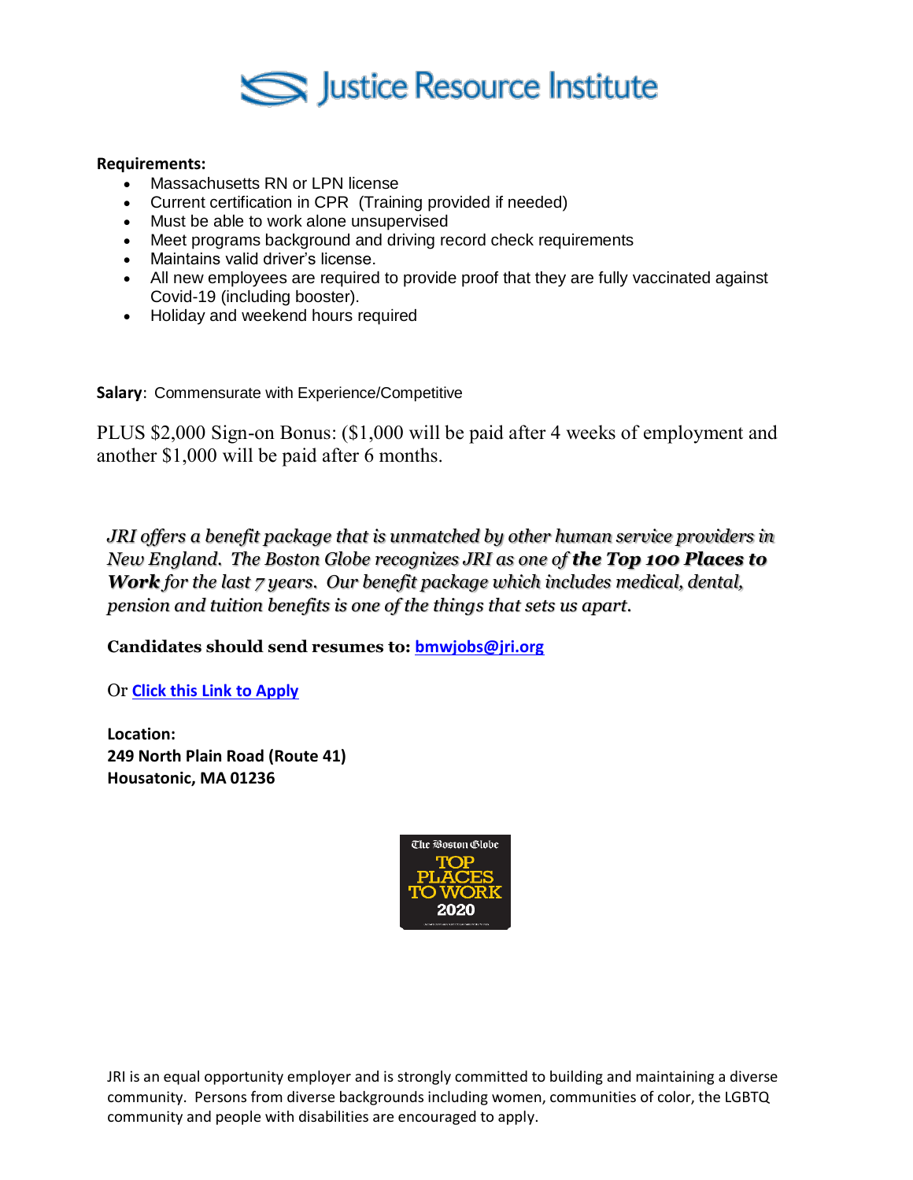Justice Resource Institute

**Requirements:**

- Massachusetts RN or LPN license
- Current certification in CPR (Training provided if needed)
- Must be able to work alone unsupervised
- Meet programs background and driving record check requirements
- Maintains valid driver's license.
- All new employees are required to provide proof that they are fully vaccinated against Covid-19 (including booster).
- Holiday and weekend hours required

**Salary**: Commensurate with Experience/Competitive

PLUS $2,000 Sign-on Bonus: ($1,000 will be paid after 4 weeks of employment and another $1,000 will be paid after 6 months.

*JRI offers a benefit package that is unmatched by other human service providers in New England. The Boston Globe recognizes JRI as one of **the Top 100 Places to Work** for the last 7 years. Our benefit package which includes medical, dental, pension and tuition benefits is one of the things that sets us apart.*

**Candidates should send resumes to:** bmwjobs@jri.org

Or **Click this Link to Apply**

**Location:**
**249 North Plain Road (Route 41)**
**Housatonic, MA 01236**

The Boston Globe
TOP PLACES TO WORK
2020

JRI is an equal opportunity employer and is strongly committed to building and maintaining a diverse community. Persons from diverse backgrounds including women, communities of color, the LGBTQ community and people with disabilities are encouraged to apply.